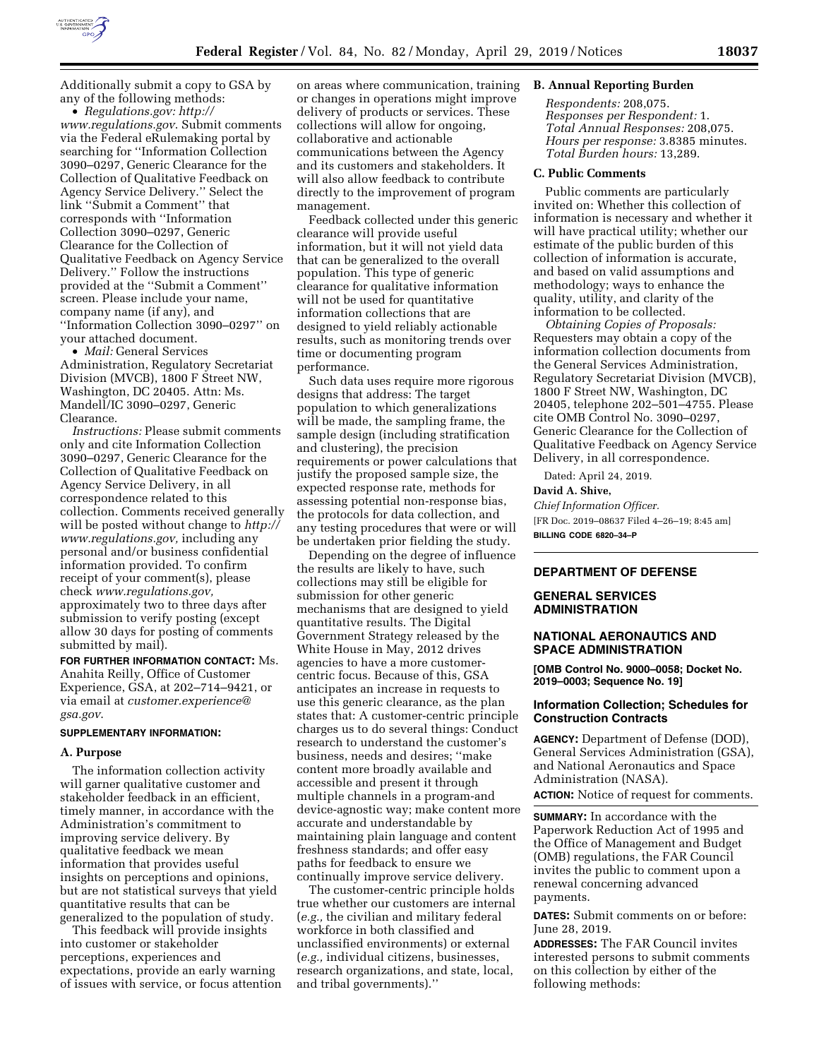Additionally submit a copy to GSA by any of the following methods:

- *Regulations.gov: http://www.regulations.gov*. Submit comments via the Federal eRulemaking portal by searching for ''Information Collection 3090–0297, Generic Clearance for the Collection of Qualitative Feedback on Agency Service Delivery.'' Select the link ''Submit a Comment'' that corresponds with ''Information Collection 3090–0297, Generic Clearance for the Collection of Qualitative Feedback on Agency Service Delivery.'' Follow the instructions provided at the ''Submit a Comment'' screen. Please include your name, company name (if any), and ''Information Collection 3090–0297'' on your attached document.
- *Mail:* General Services Administration, Regulatory Secretariat Division (MVCB), 1800 F Street NW, Washington, DC 20405. Attn: Ms. Mandell/IC 3090–0297, Generic Clearance.

*Instructions:* Please submit comments only and cite Information Collection 3090–0297, Generic Clearance for the Collection of Qualitative Feedback on Agency Service Delivery, in all correspondence related to this collection. Comments received generally will be posted without change to *http://www.regulations.gov,* including any personal and/or business confidential information provided. To confirm receipt of your comment(s), please check *www.regulations.gov,* approximately two to three days after submission to verify posting (except allow 30 days for posting of comments submitted by mail).

**FOR FURTHER INFORMATION CONTACT:** Ms. Anahita Reilly, Office of Customer Experience, GSA, at 202–714–9421, or via email at *customer.experience@gsa.gov*.

**SUPPLEMENTARY INFORMATION:**

## A. Purpose

The information collection activity will garner qualitative customer and stakeholder feedback in an efficient, timely manner, in accordance with the Administration's commitment to improving service delivery. By qualitative feedback we mean information that provides useful insights on perceptions and opinions, but are not statistical surveys that yield quantitative results that can be generalized to the population of study.

This feedback will provide insights into customer or stakeholder perceptions, experiences and expectations, provide an early warning of issues with service, or focus attention on areas where communication, training or changes in operations might improve delivery of products or services. These collections will allow for ongoing, collaborative and actionable communications between the Agency and its customers and stakeholders. It will also allow feedback to contribute directly to the improvement of program management.

Feedback collected under this generic clearance will provide useful information, but it will not yield data that can be generalized to the overall population. This type of generic clearance for qualitative information will not be used for quantitative information collections that are designed to yield reliably actionable results, such as monitoring trends over time or documenting program performance.

Such data uses require more rigorous designs that address: The target population to which generalizations will be made, the sampling frame, the sample design (including stratification and clustering), the precision requirements or power calculations that justify the proposed sample size, the expected response rate, methods for assessing potential non-response bias, the protocols for data collection, and any testing procedures that were or will be undertaken prior fielding the study.

Depending on the degree of influence the results are likely to have, such collections may still be eligible for submission for other generic mechanisms that are designed to yield quantitative results. The Digital Government Strategy released by the White House in May, 2012 drives agencies to have a more customer-centric focus. Because of this, GSA anticipates an increase in requests to use this generic clearance, as the plan states that: A customer-centric principle charges us to do several things: Conduct research to understand the customer's business, needs and desires; ''make content more broadly available and accessible and present it through multiple channels in a program-and device-agnostic way; make content more accurate and understandable by maintaining plain language and content freshness standards; and offer easy paths for feedback to ensure we continually improve service delivery.

The customer-centric principle holds true whether our customers are internal (*e.g.,* the civilian and military federal workforce in both classified and unclassified environments) or external (*e.g.,* individual citizens, businesses, research organizations, and state, local, and tribal governments).''

## B. Annual Reporting Burden

*Respondents:* 208,075.
*Responses per Respondent:* 1.
*Total Annual Responses:* 208,075.
*Hours per response:* 3.8385 minutes.
*Total Burden hours:* 13,289.

## C. Public Comments

Public comments are particularly invited on: Whether this collection of information is necessary and whether it will have practical utility; whether our estimate of the public burden of this collection of information is accurate, and based on valid assumptions and methodology; ways to enhance the quality, utility, and clarity of the information to be collected.

*Obtaining Copies of Proposals:* Requesters may obtain a copy of the information collection documents from the General Services Administration, Regulatory Secretariat Division (MVCB), 1800 F Street NW, Washington, DC 20405, telephone 202–501–4755. Please cite OMB Control No. 3090–0297, Generic Clearance for the Collection of Qualitative Feedback on Agency Service Delivery, in all correspondence.

Dated: April 24, 2019.

**David A. Shive,**

*Chief Information Officer.*

[FR Doc. 2019–08637 Filed 4–26–19; 8:45 am]

**BILLING CODE 6820–34–P**

---

# DEPARTMENT OF DEFENSE

# GENERAL SERVICES ADMINISTRATION

# NATIONAL AERONAUTICS AND SPACE ADMINISTRATION

**[OMB Control No. 9000–0058; Docket No. 2019–0003; Sequence No. 19]**

## Information Collection; Schedules for Construction Contracts

**AGENCY:** Department of Defense (DOD), General Services Administration (GSA), and National Aeronautics and Space Administration (NASA).

**ACTION:** Notice of request for comments.

**SUMMARY:** In accordance with the Paperwork Reduction Act of 1995 and the Office of Management and Budget (OMB) regulations, the FAR Council invites the public to comment upon a renewal concerning advanced payments.

**DATES:** Submit comments on or before: June 28, 2019.

**ADDRESSES:** The FAR Council invites interested persons to submit comments on this collection by either of the following methods: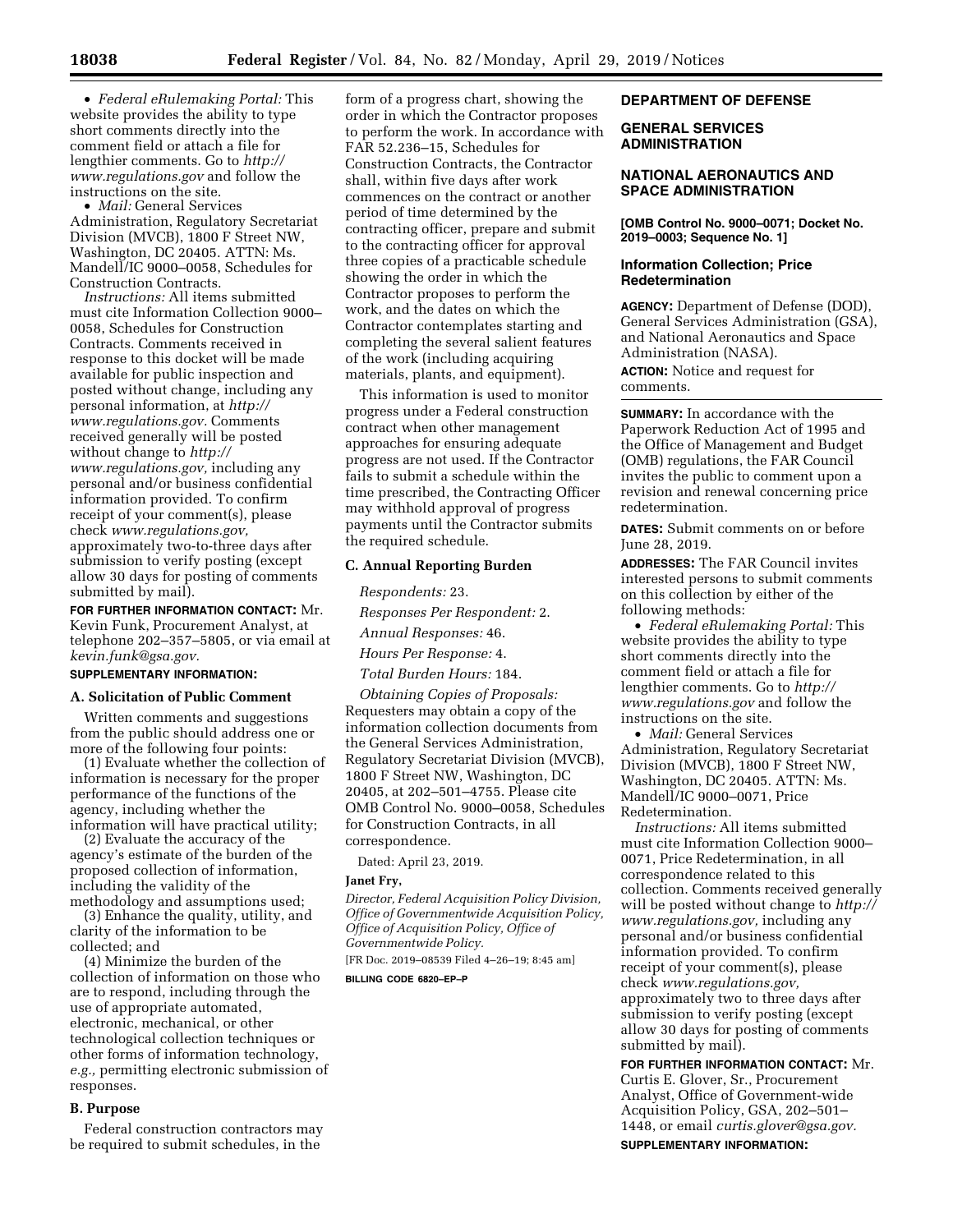- *Federal eRulemaking Portal:* This website provides the ability to type short comments directly into the comment field or attach a file for lengthier comments. Go to *http://www.regulations.gov* and follow the instructions on the site.
- *Mail:* General Services Administration, Regulatory Secretariat Division (MVCB), 1800 F Street NW, Washington, DC 20405. ATTN: Ms. Mandell/IC 9000–0058, Schedules for Construction Contracts.

*Instructions:* All items submitted must cite Information Collection 9000–0058, Schedules for Construction Contracts. Comments received in response to this docket will be made available for public inspection and posted without change, including any personal information, at *http://www.regulations.gov.* Comments received generally will be posted without change to *http://www.regulations.gov,* including any personal and/or business confidential information provided. To confirm receipt of your comment(s), please check *www.regulations.gov,* approximately two-to-three days after submission to verify posting (except allow 30 days for posting of comments submitted by mail).

**FOR FURTHER INFORMATION CONTACT:** Mr. Kevin Funk, Procurement Analyst, at telephone 202–357–5805, or via email at *kevin.funk@gsa.gov.*

**SUPPLEMENTARY INFORMATION:**

### A. Solicitation of Public Comment

Written comments and suggestions from the public should address one or more of the following four points:

(1) Evaluate whether the collection of information is necessary for the proper performance of the functions of the agency, including whether the information will have practical utility;

(2) Evaluate the accuracy of the agency's estimate of the burden of the proposed collection of information, including the validity of the methodology and assumptions used;

(3) Enhance the quality, utility, and clarity of the information to be collected; and

(4) Minimize the burden of the collection of information on those who are to respond, including through the use of appropriate automated, electronic, mechanical, or other technological collection techniques or other forms of information technology, *e.g.,* permitting electronic submission of responses.

### B. Purpose

Federal construction contractors may be required to submit schedules, in the form of a progress chart, showing the order in which the Contractor proposes to perform the work. In accordance with FAR 52.236–15, Schedules for Construction Contracts, the Contractor shall, within five days after work commences on the contract or another period of time determined by the contracting officer, prepare and submit to the contracting officer for approval three copies of a practicable schedule showing the order in which the Contractor proposes to perform the work, and the dates on which the Contractor contemplates starting and completing the several salient features of the work (including acquiring materials, plants, and equipment).

This information is used to monitor progress under a Federal construction contract when other management approaches for ensuring adequate progress are not used. If the Contractor fails to submit a schedule within the time prescribed, the Contracting Officer may withhold approval of progress payments until the Contractor submits the required schedule.

### C. Annual Reporting Burden

*Respondents:* 23.

*Responses Per Respondent:* 2.

*Annual Responses:* 46.

*Hours Per Response:* 4.

*Total Burden Hours:* 184.

*Obtaining Copies of Proposals:* Requesters may obtain a copy of the information collection documents from the General Services Administration, Regulatory Secretariat Division (MVCB), 1800 F Street NW, Washington, DC 20405, at 202–501–4755. Please cite OMB Control No. 9000–0058, Schedules for Construction Contracts, in all correspondence.

Dated: April 23, 2019.

**Janet Fry,**

*Director, Federal Acquisition Policy Division, Office of Governmentwide Acquisition Policy, Office of Acquisition Policy, Office of Governmentwide Policy.*

[FR Doc. 2019–08539 Filed 4–26–19; 8:45 am]

**BILLING CODE 6820–EP–P**

## DEPARTMENT OF DEFENSE

## GENERAL SERVICES ADMINISTRATION

## NATIONAL AERONAUTICS AND SPACE ADMINISTRATION

**[OMB Control No. 9000–0071; Docket No. 2019–0003; Sequence No. 1]**

## Information Collection; Price Redetermination

**AGENCY:** Department of Defense (DOD), General Services Administration (GSA), and National Aeronautics and Space Administration (NASA).

**ACTION:** Notice and request for comments.

**SUMMARY:** In accordance with the Paperwork Reduction Act of 1995 and the Office of Management and Budget (OMB) regulations, the FAR Council invites the public to comment upon a revision and renewal concerning price redetermination.

**DATES:** Submit comments on or before June 28, 2019.

**ADDRESSES:** The FAR Council invites interested persons to submit comments on this collection by either of the following methods:

- *Federal eRulemaking Portal:* This website provides the ability to type short comments directly into the comment field or attach a file for lengthier comments. Go to *http://www.regulations.gov* and follow the instructions on the site.
- *Mail:* General Services Administration, Regulatory Secretariat Division (MVCB), 1800 F Street NW, Washington, DC 20405. ATTN: Ms. Mandell/IC 9000–0071, Price Redetermination.

*Instructions:* All items submitted must cite Information Collection 9000–0071, Price Redetermination, in all correspondence related to this collection. Comments received generally will be posted without change to *http://www.regulations.gov,* including any personal and/or business confidential information provided. To confirm receipt of your comment(s), please check *www.regulations.gov,* approximately two to three days after submission to verify posting (except allow 30 days for posting of comments submitted by mail).

**FOR FURTHER INFORMATION CONTACT:** Mr. Curtis E. Glover, Sr., Procurement Analyst, Office of Government-wide Acquisition Policy, GSA, 202–501–1448, or email *curtis.glover@gsa.gov.*

**SUPPLEMENTARY INFORMATION:**